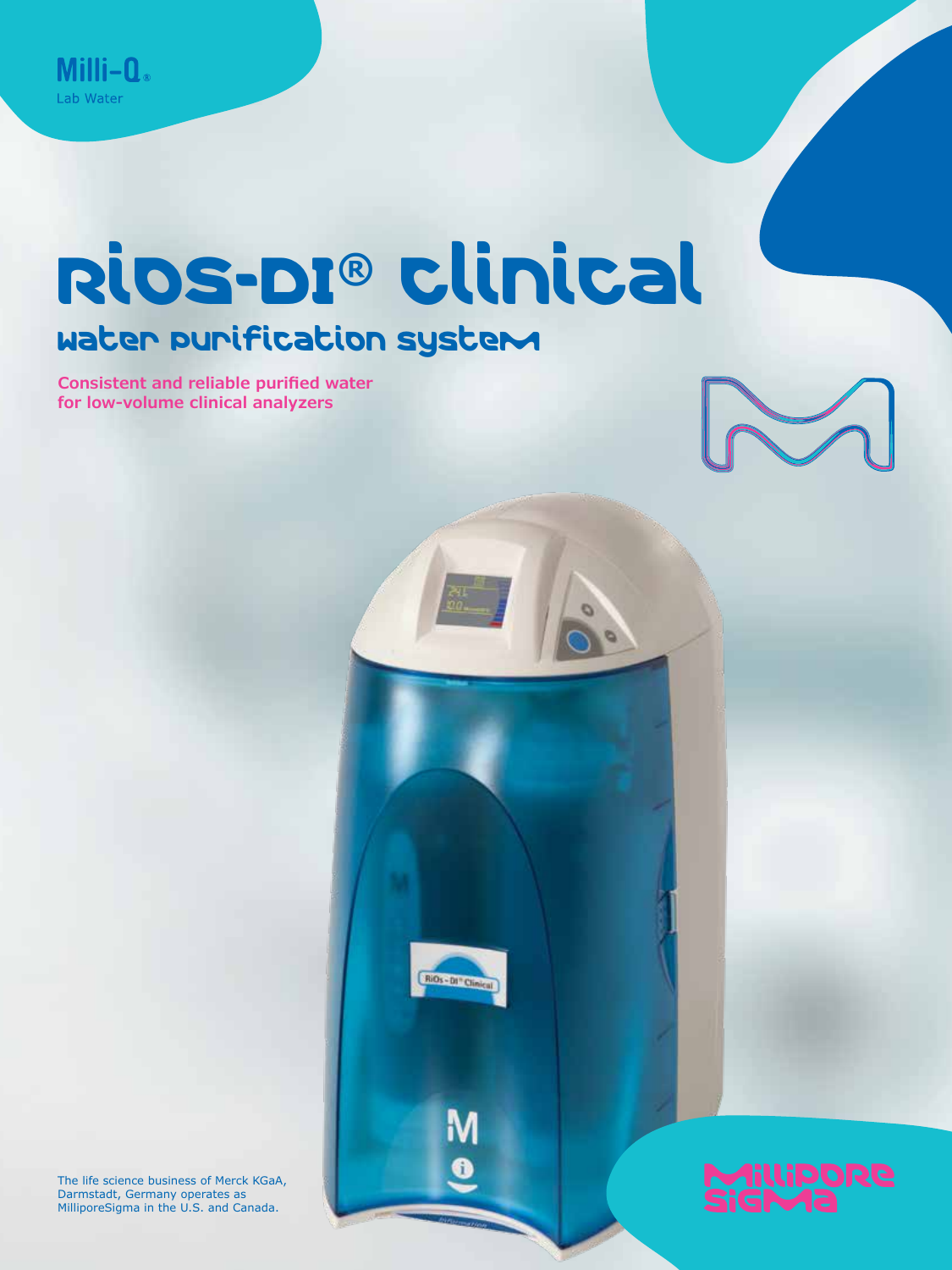Milli-Q®
Lab Water

# RiOs-DI® Clinical

## Water Purification System

**Consistent and reliable purified water for low-volume clinical analyzers**

The life science business of Merck KGaA, Darmstadt, Germany operates as MilliporeSigma in the U.S. and Canada.

MilliporeSigma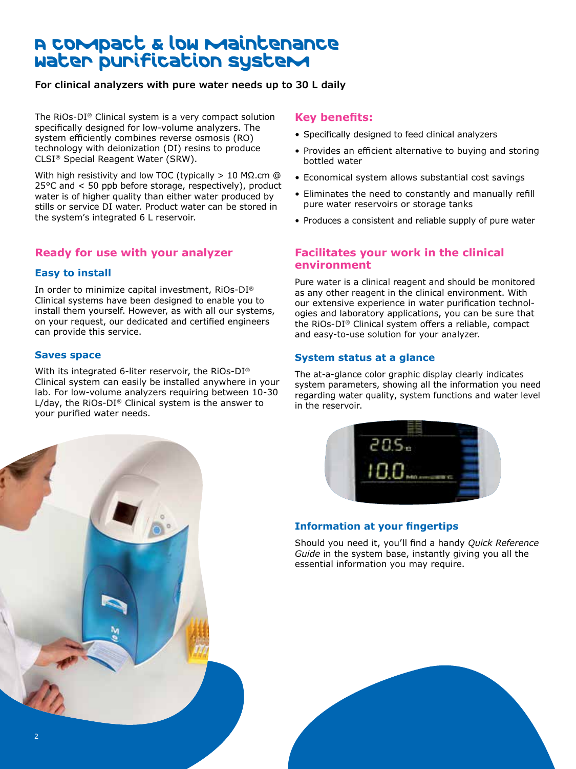# A compact & low maintenance water purification system

**For clinical analyzers with pure water needs up to 30 L daily**

The RiOs-DI® Clinical system is a very compact solution specifically designed for low-volume analyzers. The system efficiently combines reverse osmosis (RO) technology with deionization (DI) resins to produce CLSI® Special Reagent Water (SRW).

With high resistivity and low TOC (typically > 10 MΩ.cm @ 25°C and < 50 ppb before storage, respectively), product water is of higher quality than either water produced by stills or service DI water. Product water can be stored in the system's integrated 6 L reservoir.

## Key benefits:

- Specifically designed to feed clinical analyzers
- Provides an efficient alternative to buying and storing bottled water
- Economical system allows substantial cost savings
- Eliminates the need to constantly and manually refill pure water reservoirs or storage tanks
- Produces a consistent and reliable supply of pure water

## Ready for use with your analyzer

### Easy to install

In order to minimize capital investment, RiOs-DI® Clinical systems have been designed to enable you to install them yourself. However, as with all our systems, on your request, our dedicated and certified engineers can provide this service.

### Saves space

With its integrated 6-liter reservoir, the RiOs-DI® Clinical system can easily be installed anywhere in your lab. For low-volume analyzers requiring between 10-30 L/day, the RiOs-DI® Clinical system is the answer to your purified water needs.

## Facilitates your work in the clinical environment

Pure water is a clinical reagent and should be monitored as any other reagent in the clinical environment. With our extensive experience in water purification technologies and laboratory applications, you can be sure that the RiOs-DI® Clinical system offers a reliable, compact and easy-to-use solution for your analyzer.

### System status at a glance

The at-a-glance color graphic display clearly indicates system parameters, showing all the information you need regarding water quality, system functions and water level in the reservoir.

### Information at your fingertips

Should you need it, you'll find a handy *Quick Reference Guide* in the system base, instantly giving you all the essential information you may require.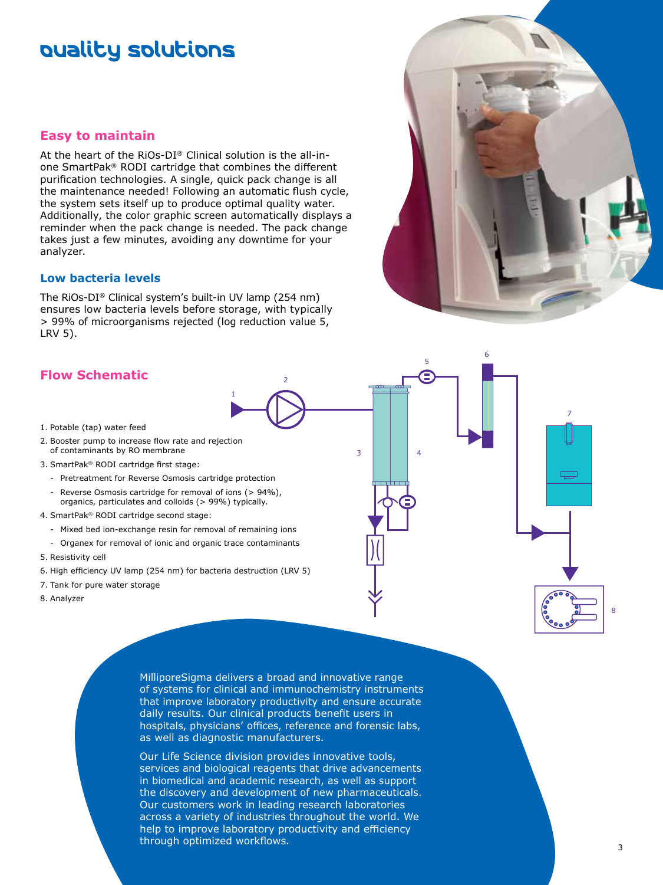# quality solutions

## Easy to maintain

At the heart of the RiOs-DI® Clinical solution is the all-in-one SmartPak® RODI cartridge that combines the different purification technologies. A single, quick pack change is all the maintenance needed! Following an automatic flush cycle, the system sets itself up to produce optimal quality water. Additionally, the color graphic screen automatically displays a reminder when the pack change is needed. The pack change takes just a few minutes, avoiding any downtime for your analyzer.

### Low bacteria levels

The RiOs-DI® Clinical system's built-in UV lamp (254 nm) ensures low bacteria levels before storage, with typically > 99% of microorganisms rejected (log reduction value 5, LRV 5).

## Flow Schematic

1. Potable (tap) water feed
2. Booster pump to increase flow rate and rejection of contaminants by RO membrane
3. SmartPak® RODI cartridge first stage:
   - Pretreatment for Reverse Osmosis cartridge protection
   - Reverse Osmosis cartridge for removal of ions (> 94%), organics, particulates and colloids (> 99%) typically.
4. SmartPak® RODI cartridge second stage:
   - Mixed bed ion-exchange resin for removal of remaining ions
   - Organex for removal of ionic and organic trace contaminants
5. Resistivity cell
6. High efficiency UV lamp (254 nm) for bacteria destruction (LRV 5)
7. Tank for pure water storage
8. Analyzer

MilliporeSigma delivers a broad and innovative range of systems for clinical and immunochemistry instruments that improve laboratory productivity and ensure accurate daily results. Our clinical products benefit users in hospitals, physicians' offices, reference and forensic labs, as well as diagnostic manufacturers.

Our Life Science division provides innovative tools, services and biological reagents that drive advancements in biomedical and academic research, as well as support the discovery and development of new pharmaceuticals. Our customers work in leading research laboratories across a variety of industries throughout the world. We help to improve laboratory productivity and efficiency through optimized workflows.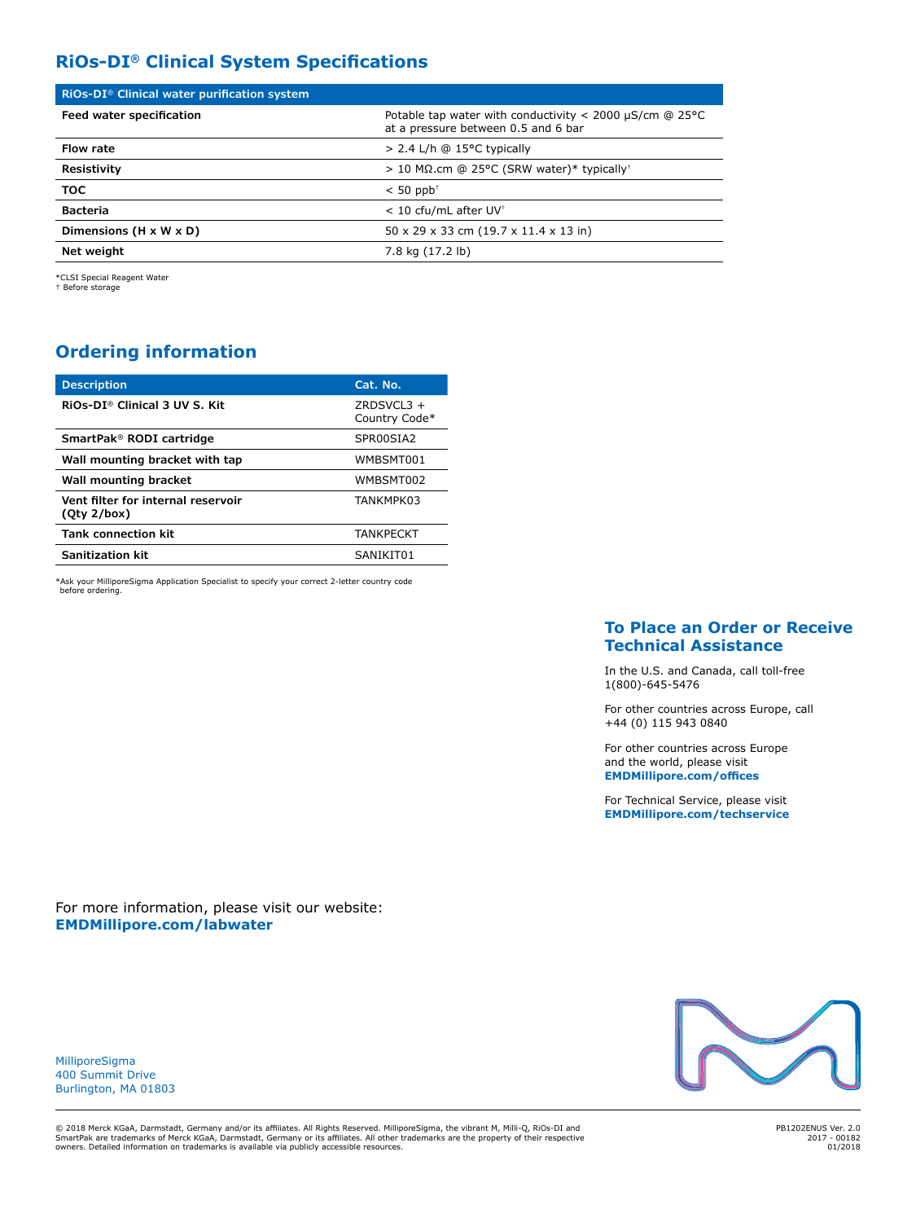## RiOs-DI® Clinical System Specifications

| RiOs-DI® Clinical water purification system | |
|---|---|
| **Feed water specification** | Potable tap water with conductivity < 2000 µS/cm @ 25°C at a pressure between 0.5 and 6 bar |
| **Flow rate** | > 2.4 L/h @ 15°C typically |
| **Resistivity** | > 10 MΩ.cm @ 25°C (SRW water)* typically† |
| **TOC** | < 50 ppb† |
| **Bacteria** | < 10 cfu/mL after UV† |
| **Dimensions (H x W x D)** | 50 x 29 x 33 cm (19.7 x 11.4 x 13 in) |
| **Net weight** | 7.8 kg (17.2 lb) |

*CLSI Special Reagent Water
† Before storage

## Ordering information

| Description | Cat. No. |
|---|---|
| **RiOs-DI® Clinical 3 UV S. Kit** | ZRDSVCL3 + Country Code* |
| **SmartPak® RODI cartridge** | SPR00SIA2 |
| **Wall mounting bracket with tap** | WMBSMT001 |
| **Wall mounting bracket** | WMBSMT002 |
| **Vent filter for internal reservoir (Qty 2/box)** | TANKMPK03 |
| **Tank connection kit** | TANKPECKT |
| **Sanitization kit** | SANIKIT01 |

*Ask your MilliporeSigma Application Specialist to specify your correct 2-letter country code before ordering.

### To Place an Order or Receive Technical Assistance

In the U.S. and Canada, call toll-free 1(800)-645-5476

For other countries across Europe, call +44 (0) 115 943 0840

For other countries across Europe and the world, please visit **EMDMillipore.com/offices**

For Technical Service, please visit **EMDMillipore.com/techservice**

For more information, please visit our website:
**EMDMillipore.com/labwater**

MilliporeSigma
400 Summit Drive
Burlington, MA 01803

© 2018 Merck KGaA, Darmstadt, Germany and/or its affiliates. All Rights Reserved. MilliporeSigma, the vibrant M, Milli-Q, RiOs-DI and SmartPak are trademarks of Merck KGaA, Darmstadt, Germany or its affiliates. All other trademarks are the property of their respective owners. Detailed information on trademarks is available via publicly accessible resources.

PB1202ENUS Ver. 2.0
2017 - 00182
01/2018